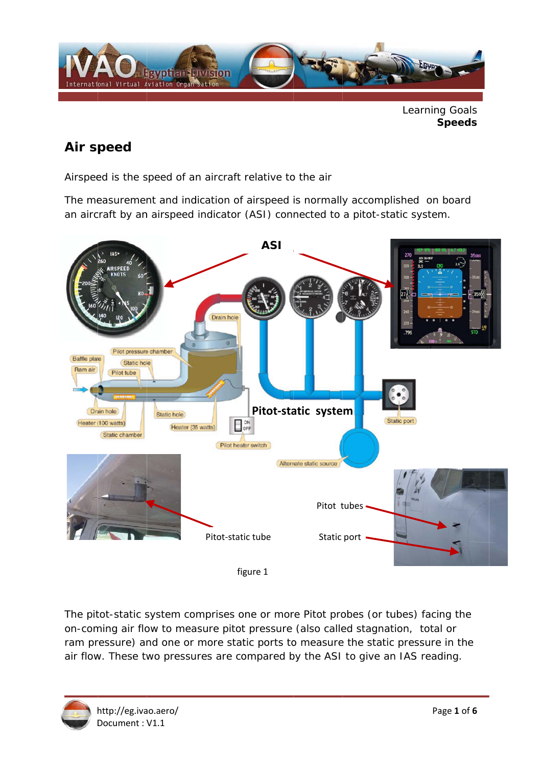Learning Goals
**Speeds**

## Air speed

Airspeed is the speed of an aircraft relative to the air

The measurement and indication of airspeed is normally accomplished on board an aircraft by an airspeed indicator (ASI) connected to a pitot-static system.

figure 1

The pitot-static system comprises one or more Pitot probes (or tubes) facing the on-coming air flow to measure pitot pressure (also called stagnation, total or ram pressure) and one or more static ports to measure the static pressure in the air flow. These two pressures are compared by the ASI to give an IAS reading.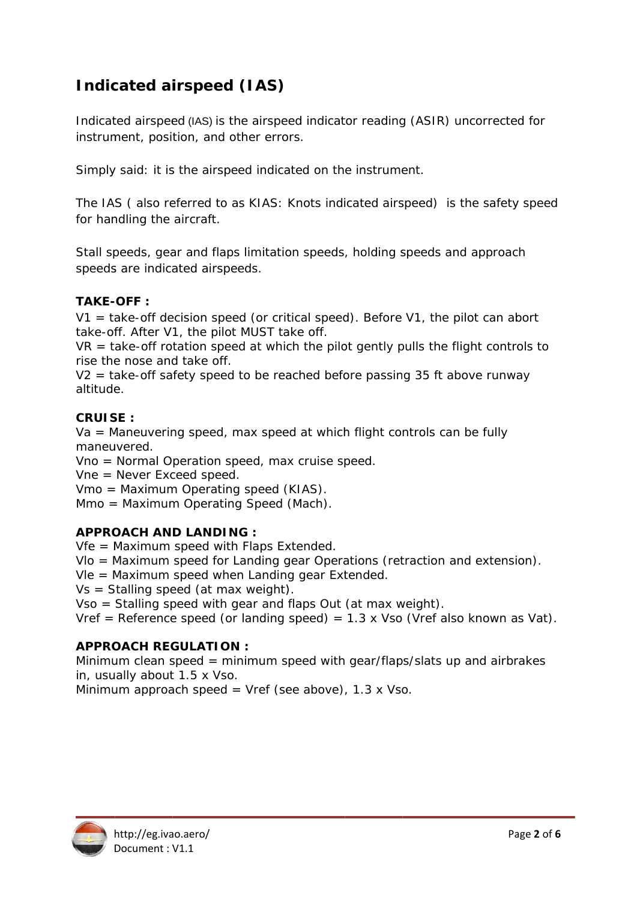## Indicated airspeed (IAS)

Indicated airspeed (IAS) is the airspeed indicator reading (ASIR) uncorrected for instrument, position, and other errors.

Simply said: it is the airspeed indicated on the instrument.

The IAS ( also referred to as KIAS: Knots indicated airspeed) is the safety speed for handling the aircraft.

Stall speeds, gear and flaps limitation speeds, holding speeds and approach speeds are indicated airspeeds.

**TAKE-OFF :**
V1 = take-off decision speed (or critical speed). Before V1, the pilot can abort take-off. After V1, the pilot MUST take off.
VR = take-off rotation speed at which the pilot gently pulls the flight controls to rise the nose and take off.
V2 = take-off safety speed to be reached before passing 35 ft above runway altitude.

**CRUISE :**
Va = Maneuvering speed, max speed at which flight controls can be fully maneuvered.
Vno = Normal Operation speed, max cruise speed.
Vne = Never Exceed speed.
Vmo = Maximum Operating speed (KIAS).
Mmo = Maximum Operating Speed (Mach).

**APPROACH AND LANDING :**
Vfe = Maximum speed with Flaps Extended.
Vlo = Maximum speed for Landing gear Operations (retraction and extension).
Vle = Maximum speed when Landing gear Extended.
Vs = Stalling speed (at max weight).
Vso = Stalling speed with gear and flaps Out (at max weight).
Vref = Reference speed (or landing speed) = 1.3 x Vso (Vref also known as Vat).

**APPROACH REGULATION :**
Minimum clean speed = minimum speed with gear/flaps/slats up and airbrakes in, usually about 1.5 x Vso.
Minimum approach speed = Vref (see above), 1.3 x Vso.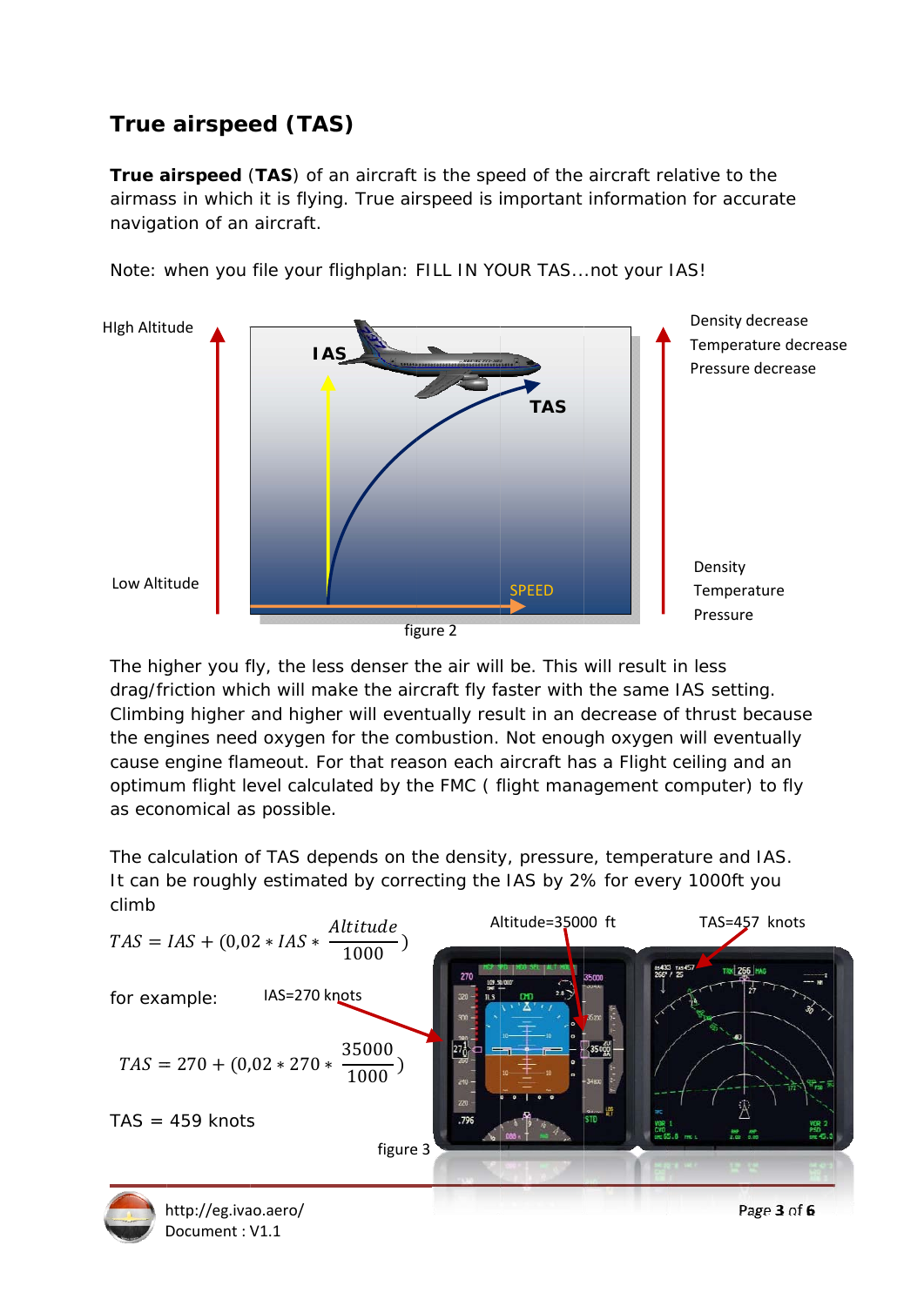# True airspeed (TAS)

**True airspeed** (**TAS**) of an aircraft is the speed of the aircraft relative to the airmass in which it is flying. True airspeed is important information for accurate navigation of an aircraft.

Note: when you file your flighplan: FILL IN YOUR TAS...not your IAS!

HIgh Altitude

Low Altitude

IAS

TAS

SPEED

Density decrease
Temperature decrease
Pressure decrease

Density
Temperature
Pressure

figure 2

The higher you fly, the less denser the air will be. This will result in less drag/friction which will make the aircraft fly faster with the same IAS setting. Climbing higher and higher will eventually result in an decrease of thrust because the engines need oxygen for the combustion. Not enough oxygen will eventually cause engine flameout. For that reason each aircraft has a Flight ceiling and an optimum flight level calculated by the FMC ( flight management computer) to fly as economical as possible.

The calculation of TAS depends on the density, pressure, temperature and IAS. It can be roughly estimated by correcting the IAS by 2% for every 1000ft you climb

$$TAS = IAS + (0{,}02 * IAS * \frac{Altitude}{1000})$$

for example: IAS=270 knots

$$TAS = 270 + (0{,}02 * 270 * \frac{35000}{1000})$$

TAS = 459 knots

Altitude=35000 ft

TAS=457 knots

figure 3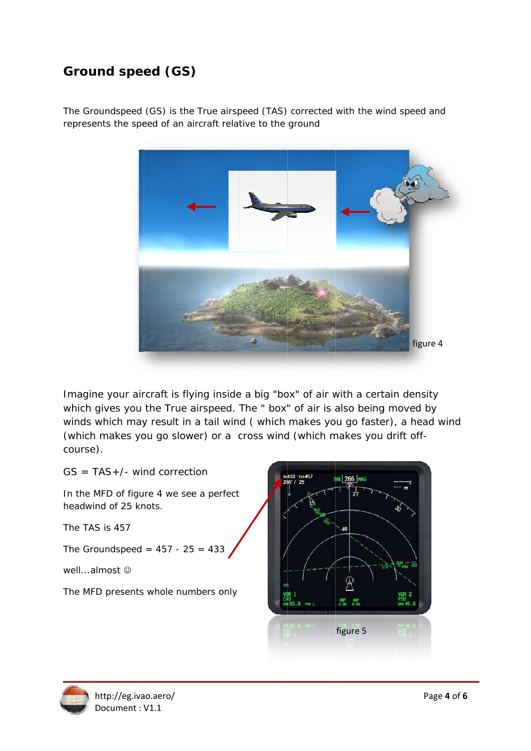## Ground speed (GS)

The Groundspeed (GS) is the True airspeed (TAS) corrected with the wind speed and represents the speed of an aircraft relative to the ground

figure 4

Imagine your aircraft is flying inside a big "box" of air with a certain density which gives you the True airspeed. The " box" of air is also being moved by winds which may result in a tail wind ( which makes you go faster), a head wind (which makes you go slower) or a cross wind (which makes you drift off-course).

GS = TAS+/- wind correction

In the MFD of figure 4 we see a perfect headwind of 25 knots.

The TAS is 457

The Groundspeed = 457 - 25 = 433

well...almost ☺

The MFD presents whole numbers only

figure 5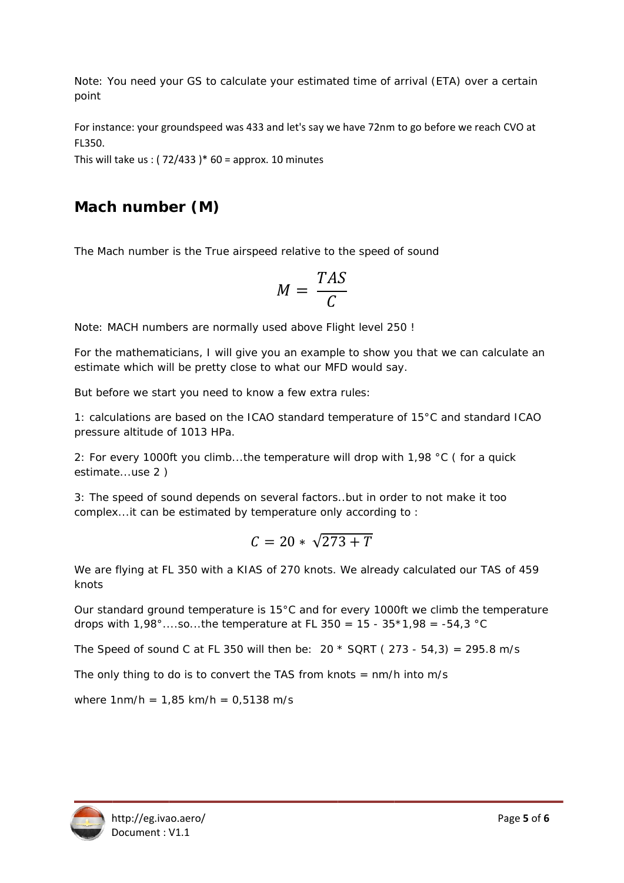Note: You need your GS to calculate your estimated time of arrival (ETA) over a certain point

For instance: your groundspeed was 433 and let's say we have 72nm to go before we reach CVO at FL350.

This will take us : ( 72/433 )* 60 = approx. 10 minutes

## Mach number (M)

The Mach number is the True airspeed relative to the speed of sound

$$M = \frac{TAS}{C}$$

Note: MACH numbers are normally used above Flight level 250 !

For the mathematicians, I will give you an example to show you that we can calculate an estimate which will be pretty close to what our MFD would say.

But before we start you need to know a few extra rules:

1: calculations are based on the ICAO standard temperature of 15°C and standard ICAO pressure altitude of 1013 HPa.

2: For every 1000ft you climb...the temperature will drop with 1,98 °C ( for a quick estimate...use 2 )

3: The speed of sound depends on several factors..but in order to not make it too complex...it can be estimated by temperature only according to :

$$C = 20 * \sqrt{273 + T}$$

We are flying at FL 350 with a KIAS of 270 knots. We already calculated our TAS of 459 knots

Our standard ground temperature is 15°C and for every 1000ft we climb the temperature drops with 1,98°....so...the temperature at FL 350 = 15 - 35*1,98 = -54,3 °C

The Speed of sound C at FL 350 will then be: 20 * SQRT ( 273 - 54,3) = 295.8 m/s

The only thing to do is to convert the TAS from knots = nm/h into m/s

where 1nm/h = 1,85 km/h = 0,5138 m/s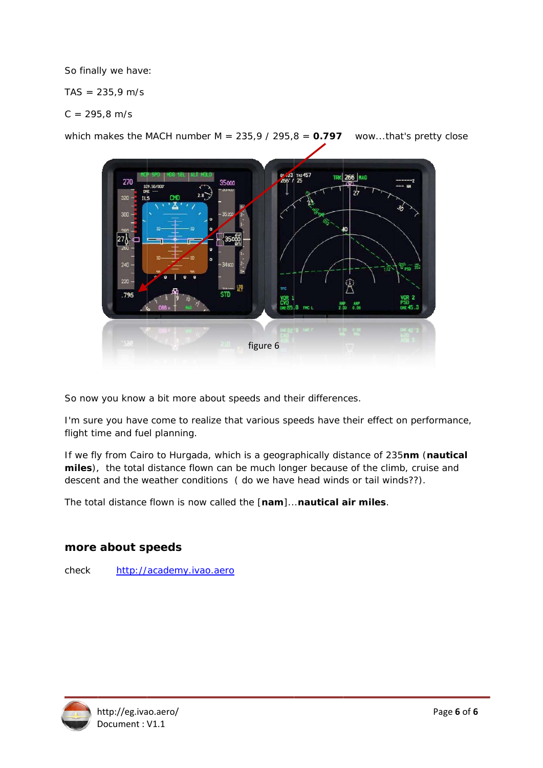So finally we have:

TAS = 235,9 m/s

C = 295,8 m/s

which makes the MACH number M = 235,9 / 295,8 = **0.797** wow...that's pretty close

figure 6

So now you know a bit more about speeds and their differences.

I'm sure you have come to realize that various speeds have their effect on performance, flight time and fuel planning.

If we fly from Cairo to Hurgada, which is a geographically distance of 235**nm** (**nautical miles**), the total distance flown can be much longer because of the climb, cruise and descent and the weather conditions ( do we have head winds or tail winds??).

The total distance flown is now called the [**nam**]...**nautical air miles**.

## more about speeds

check http://academy.ivao.aero